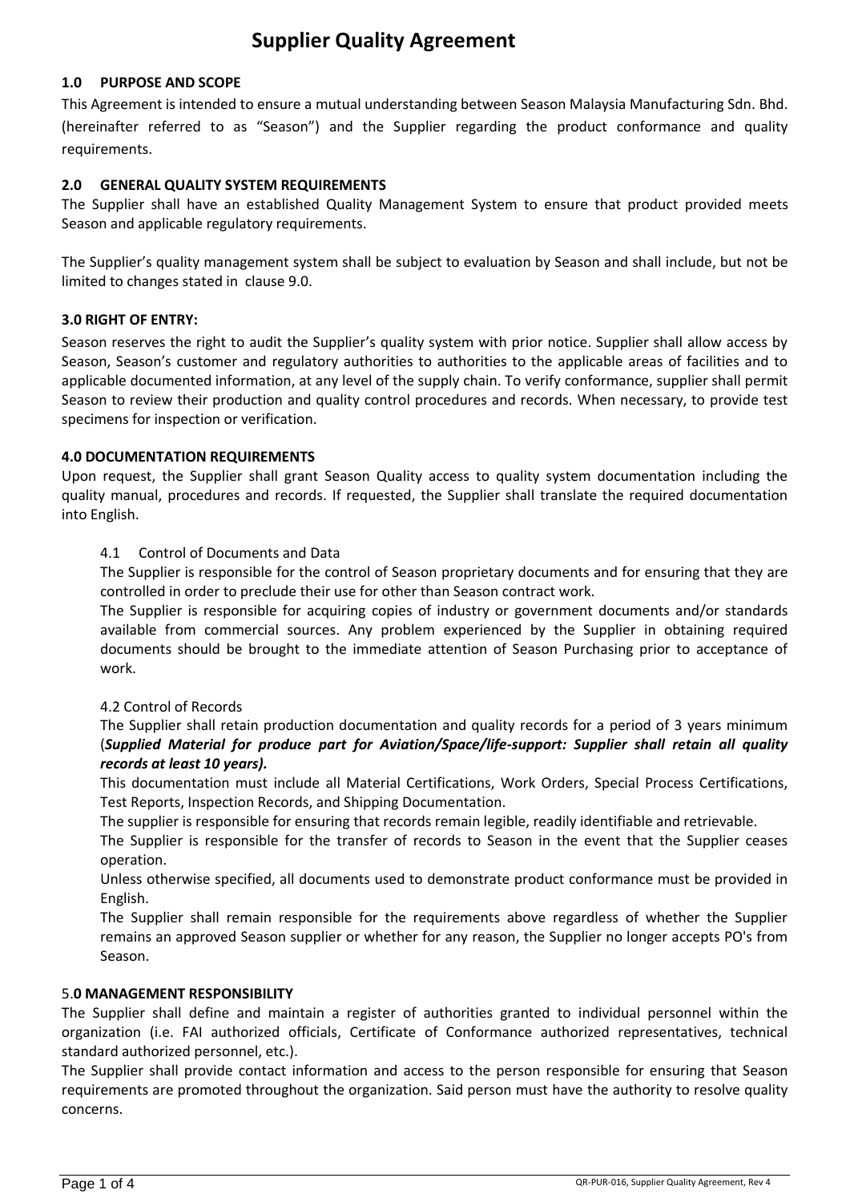# Supplier Quality Agreement

## 1.0 PURPOSE AND SCOPE

This Agreement is intended to ensure a mutual understanding between Season Malaysia Manufacturing Sdn. Bhd. (hereinafter referred to as "Season") and the Supplier regarding the product conformance and quality requirements.

## 2.0 GENERAL QUALITY SYSTEM REQUIREMENTS

The Supplier shall have an established Quality Management System to ensure that product provided meets Season and applicable regulatory requirements.

The Supplier's quality management system shall be subject to evaluation by Season and shall include, but not be limited to changes stated in clause 9.0.

## 3.0 RIGHT OF ENTRY:

Season reserves the right to audit the Supplier's quality system with prior notice. Supplier shall allow access by Season, Season's customer and regulatory authorities to authorities to the applicable areas of facilities and to applicable documented information, at any level of the supply chain. To verify conformance, supplier shall permit Season to review their production and quality control procedures and records. When necessary, to provide test specimens for inspection or verification.

## 4.0 DOCUMENTATION REQUIREMENTS

Upon request, the Supplier shall grant Season Quality access to quality system documentation including the quality manual, procedures and records. If requested, the Supplier shall translate the required documentation into English.

### 4.1 Control of Documents and Data

The Supplier is responsible for the control of Season proprietary documents and for ensuring that they are controlled in order to preclude their use for other than Season contract work.

The Supplier is responsible for acquiring copies of industry or government documents and/or standards available from commercial sources. Any problem experienced by the Supplier in obtaining required documents should be brought to the immediate attention of Season Purchasing prior to acceptance of work.

### 4.2 Control of Records

The Supplier shall retain production documentation and quality records for a period of 3 years minimum (***Supplied Material for produce part for Aviation/Space/life-support: Supplier shall retain all quality records at least 10 years).***

This documentation must include all Material Certifications, Work Orders, Special Process Certifications, Test Reports, Inspection Records, and Shipping Documentation.

The supplier is responsible for ensuring that records remain legible, readily identifiable and retrievable.

The Supplier is responsible for the transfer of records to Season in the event that the Supplier ceases operation.

Unless otherwise specified, all documents used to demonstrate product conformance must be provided in English.

The Supplier shall remain responsible for the requirements above regardless of whether the Supplier remains an approved Season supplier or whether for any reason, the Supplier no longer accepts PO's from Season.

## 5.0 MANAGEMENT RESPONSIBILITY

The Supplier shall define and maintain a register of authorities granted to individual personnel within the organization (i.e. FAI authorized officials, Certificate of Conformance authorized representatives, technical standard authorized personnel, etc.).

The Supplier shall provide contact information and access to the person responsible for ensuring that Season requirements are promoted throughout the organization. Said person must have the authority to resolve quality concerns.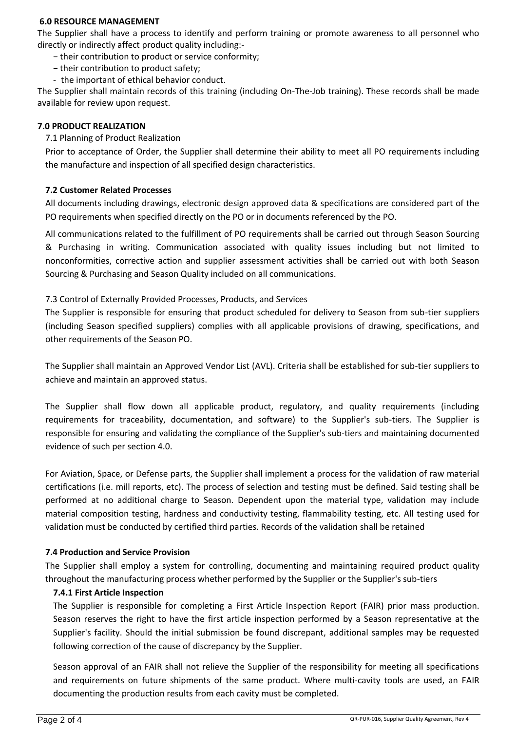## 6.0 RESOURCE MANAGEMENT

The Supplier shall have a process to identify and perform training or promote awareness to all personnel who directly or indirectly affect product quality including:-

- their contribution to product or service conformity;
- their contribution to product safety;
- the important of ethical behavior conduct.

The Supplier shall maintain records of this training (including On-The-Job training). These records shall be made available for review upon request.

## 7.0 PRODUCT REALIZATION

7.1 Planning of Product Realization

Prior to acceptance of Order, the Supplier shall determine their ability to meet all PO requirements including the manufacture and inspection of all specified design characteristics.

### 7.2 Customer Related Processes

All documents including drawings, electronic design approved data & specifications are considered part of the PO requirements when specified directly on the PO or in documents referenced by the PO.

All communications related to the fulfillment of PO requirements shall be carried out through Season Sourcing & Purchasing in writing. Communication associated with quality issues including but not limited to nonconformities, corrective action and supplier assessment activities shall be carried out with both Season Sourcing & Purchasing and Season Quality included on all communications.

7.3 Control of Externally Provided Processes, Products, and Services

The Supplier is responsible for ensuring that product scheduled for delivery to Season from sub-tier suppliers (including Season specified suppliers) complies with all applicable provisions of drawing, specifications, and other requirements of the Season PO.

The Supplier shall maintain an Approved Vendor List (AVL). Criteria shall be established for sub-tier suppliers to achieve and maintain an approved status.

The Supplier shall flow down all applicable product, regulatory, and quality requirements (including requirements for traceability, documentation, and software) to the Supplier's sub-tiers. The Supplier is responsible for ensuring and validating the compliance of the Supplier's sub-tiers and maintaining documented evidence of such per section 4.0.

For Aviation, Space, or Defense parts, the Supplier shall implement a process for the validation of raw material certifications (i.e. mill reports, etc). The process of selection and testing must be defined. Said testing shall be performed at no additional charge to Season. Dependent upon the material type, validation may include material composition testing, hardness and conductivity testing, flammability testing, etc. All testing used for validation must be conducted by certified third parties. Records of the validation shall be retained

### 7.4 Production and Service Provision

The Supplier shall employ a system for controlling, documenting and maintaining required product quality throughout the manufacturing process whether performed by the Supplier or the Supplier's sub-tiers

#### 7.4.1 First Article Inspection

The Supplier is responsible for completing a First Article Inspection Report (FAIR) prior mass production. Season reserves the right to have the first article inspection performed by a Season representative at the Supplier's facility. Should the initial submission be found discrepant, additional samples may be requested following correction of the cause of discrepancy by the Supplier.

Season approval of an FAIR shall not relieve the Supplier of the responsibility for meeting all specifications and requirements on future shipments of the same product. Where multi-cavity tools are used, an FAIR documenting the production results from each cavity must be completed.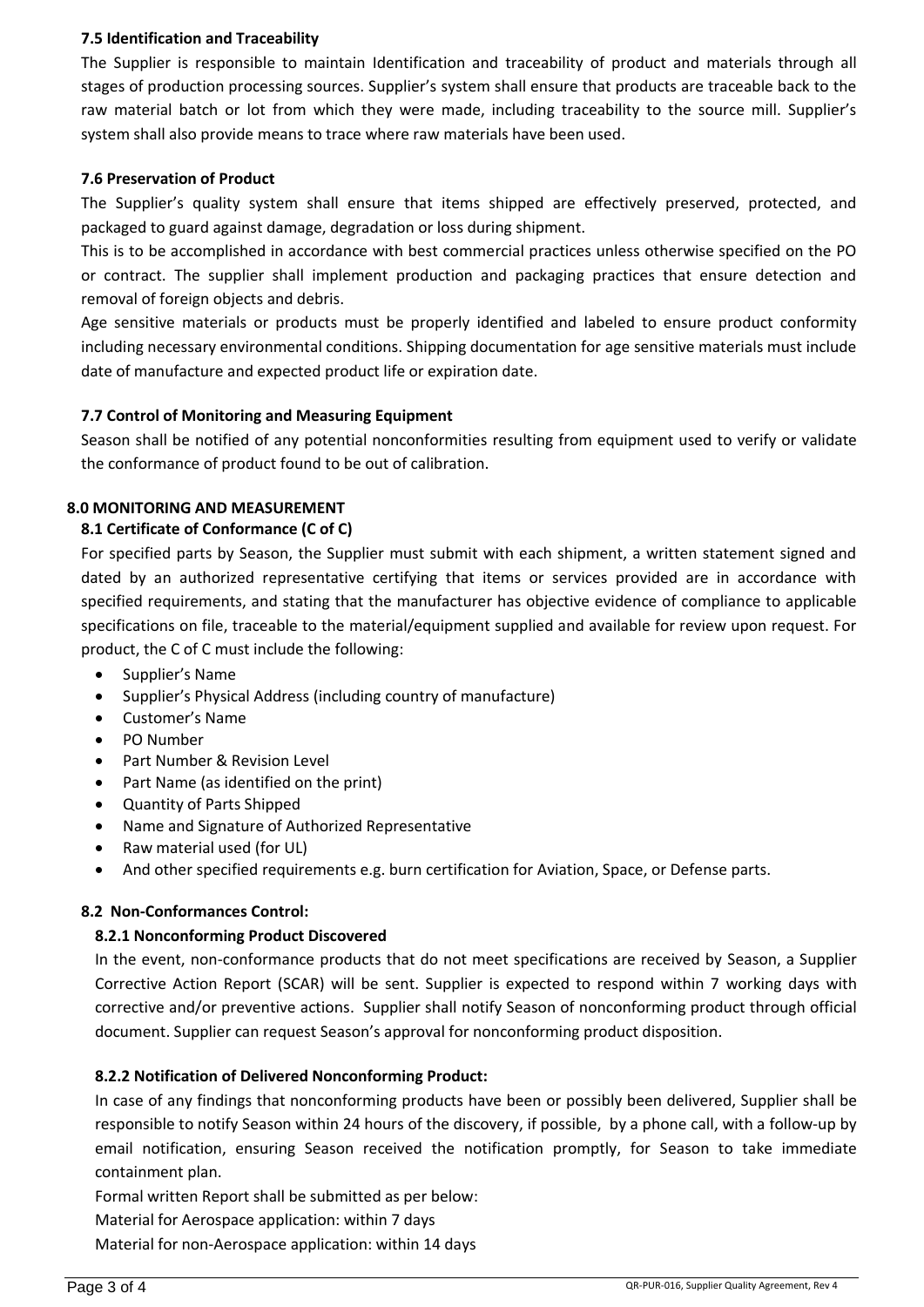### 7.5 Identification and Traceability

The Supplier is responsible to maintain Identification and traceability of product and materials through all stages of production processing sources. Supplier's system shall ensure that products are traceable back to the raw material batch or lot from which they were made, including traceability to the source mill. Supplier's system shall also provide means to trace where raw materials have been used.

### 7.6 Preservation of Product

The Supplier's quality system shall ensure that items shipped are effectively preserved, protected, and packaged to guard against damage, degradation or loss during shipment.

This is to be accomplished in accordance with best commercial practices unless otherwise specified on the PO or contract. The supplier shall implement production and packaging practices that ensure detection and removal of foreign objects and debris.

Age sensitive materials or products must be properly identified and labeled to ensure product conformity including necessary environmental conditions. Shipping documentation for age sensitive materials must include date of manufacture and expected product life or expiration date.

### 7.7 Control of Monitoring and Measuring Equipment

Season shall be notified of any potential nonconformities resulting from equipment used to verify or validate the conformance of product found to be out of calibration.

## 8.0 MONITORING AND MEASUREMENT

### 8.1 Certificate of Conformance (C of C)

For specified parts by Season, the Supplier must submit with each shipment, a written statement signed and dated by an authorized representative certifying that items or services provided are in accordance with specified requirements, and stating that the manufacturer has objective evidence of compliance to applicable specifications on file, traceable to the material/equipment supplied and available for review upon request. For product, the C of C must include the following:

- Supplier's Name
- Supplier's Physical Address (including country of manufacture)
- Customer's Name
- PO Number
- Part Number & Revision Level
- Part Name (as identified on the print)
- Quantity of Parts Shipped
- Name and Signature of Authorized Representative
- Raw material used (for UL)
- And other specified requirements e.g. burn certification for Aviation, Space, or Defense parts.

### 8.2 Non-Conformances Control:

#### 8.2.1 Nonconforming Product Discovered

In the event, non-conformance products that do not meet specifications are received by Season, a Supplier Corrective Action Report (SCAR) will be sent. Supplier is expected to respond within 7 working days with corrective and/or preventive actions. Supplier shall notify Season of nonconforming product through official document. Supplier can request Season's approval for nonconforming product disposition.

#### 8.2.2 Notification of Delivered Nonconforming Product:

In case of any findings that nonconforming products have been or possibly been delivered, Supplier shall be responsible to notify Season within 24 hours of the discovery, if possible, by a phone call, with a follow-up by email notification, ensuring Season received the notification promptly, for Season to take immediate containment plan.

Formal written Report shall be submitted as per below:

Material for Aerospace application: within 7 days

Material for non-Aerospace application: within 14 days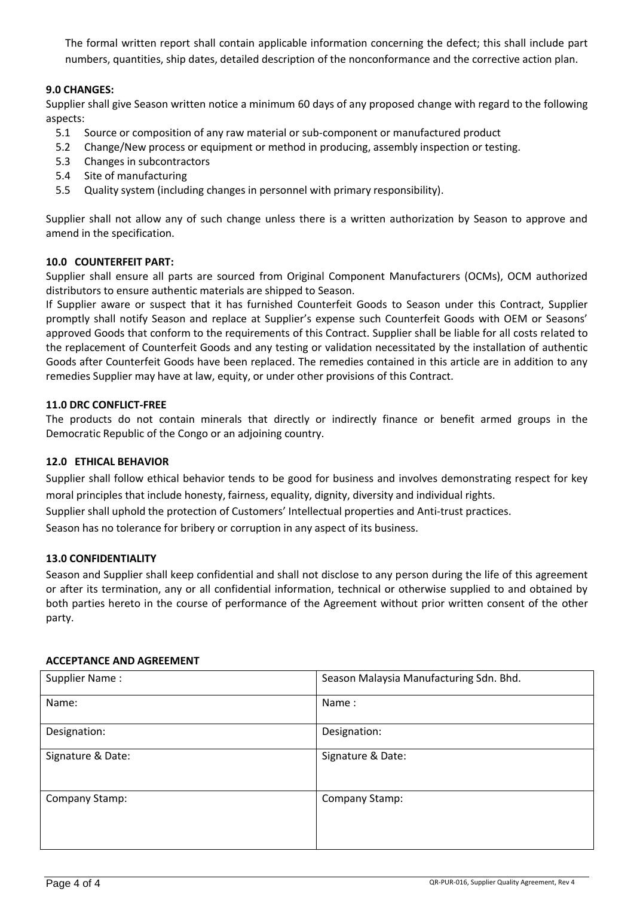The formal written report shall contain applicable information concerning the defect; this shall include part numbers, quantities, ship dates, detailed description of the nonconformance and the corrective action plan.

**9.0 CHANGES:**

Supplier shall give Season written notice a minimum 60 days of any proposed change with regard to the following aspects:

- 5.1 Source or composition of any raw material or sub-component or manufactured product
- 5.2 Change/New process or equipment or method in producing, assembly inspection or testing.
- 5.3 Changes in subcontractors
- 5.4 Site of manufacturing
- 5.5 Quality system (including changes in personnel with primary responsibility).

Supplier shall not allow any of such change unless there is a written authorization by Season to approve and amend in the specification.

**10.0 COUNTERFEIT PART:**

Supplier shall ensure all parts are sourced from Original Component Manufacturers (OCMs), OCM authorized distributors to ensure authentic materials are shipped to Season.

If Supplier aware or suspect that it has furnished Counterfeit Goods to Season under this Contract, Supplier promptly shall notify Season and replace at Supplier's expense such Counterfeit Goods with OEM or Seasons' approved Goods that conform to the requirements of this Contract. Supplier shall be liable for all costs related to the replacement of Counterfeit Goods and any testing or validation necessitated by the installation of authentic Goods after Counterfeit Goods have been replaced. The remedies contained in this article are in addition to any remedies Supplier may have at law, equity, or under other provisions of this Contract.

**11.0 DRC CONFLICT-FREE**

The products do not contain minerals that directly or indirectly finance or benefit armed groups in the Democratic Republic of the Congo or an adjoining country.

**12.0 ETHICAL BEHAVIOR**

Supplier shall follow ethical behavior tends to be good for business and involves demonstrating respect for key moral principles that include honesty, fairness, equality, dignity, diversity and individual rights.

Supplier shall uphold the protection of Customers' Intellectual properties and Anti-trust practices.

Season has no tolerance for bribery or corruption in any aspect of its business.

**13.0 CONFIDENTIALITY**

Season and Supplier shall keep confidential and shall not disclose to any person during the life of this agreement or after its termination, any or all confidential information, technical or otherwise supplied to and obtained by both parties hereto in the course of performance of the Agreement without prior written consent of the other party.

**ACCEPTANCE AND AGREEMENT**

| Supplier Name : | Season Malaysia Manufacturing Sdn. Bhd. |
|---|---|
| Name: | Name : |
| Designation: | Designation: |
| Signature & Date: | Signature & Date: |
| Company Stamp: | Company Stamp: |